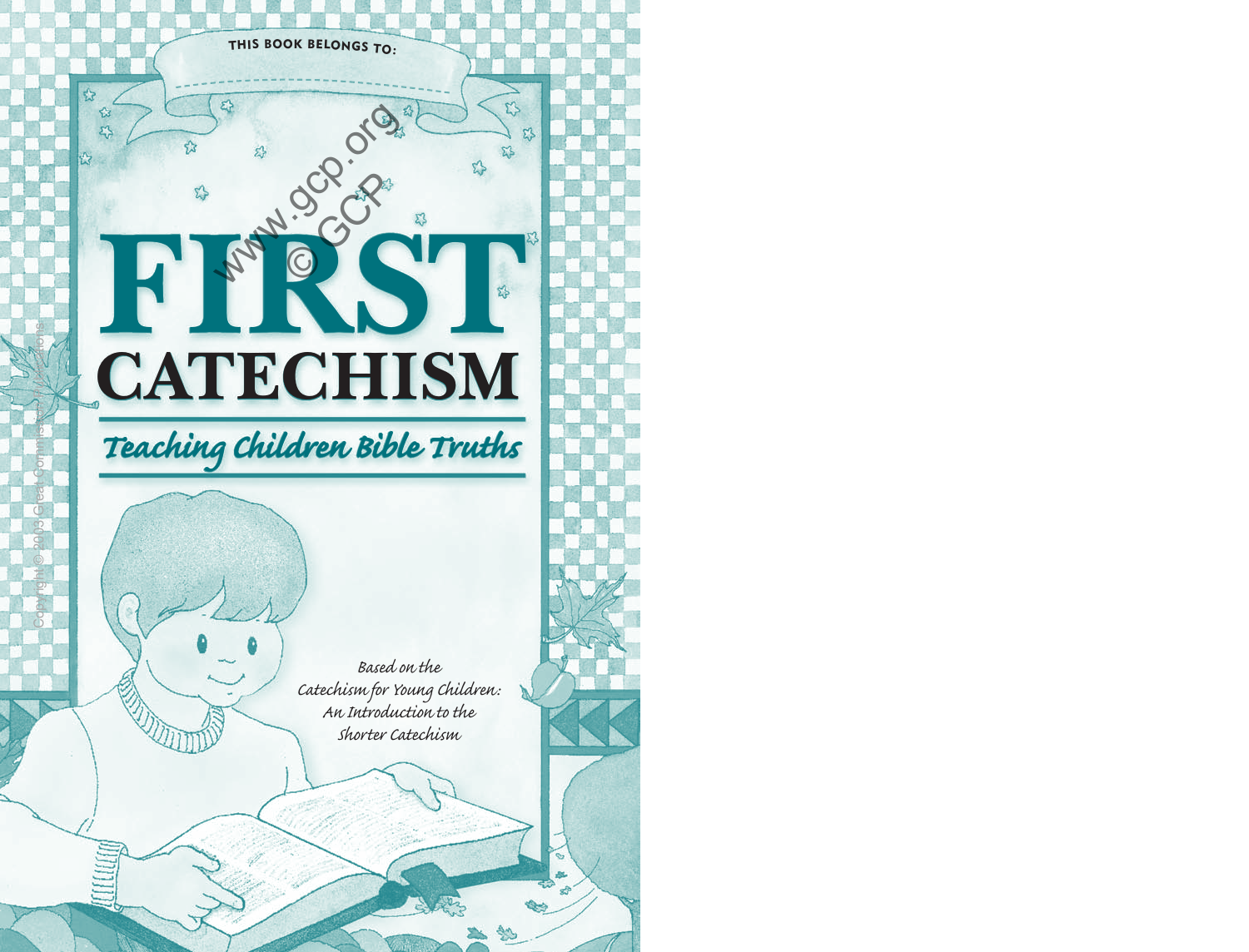THIS BOOK BELONGS TO:

# FIRST CATECHISM

## *Teaching Children Bible Truths*

*Based on the Catechism for Young Children: An Introduction to the Shorter Catechism*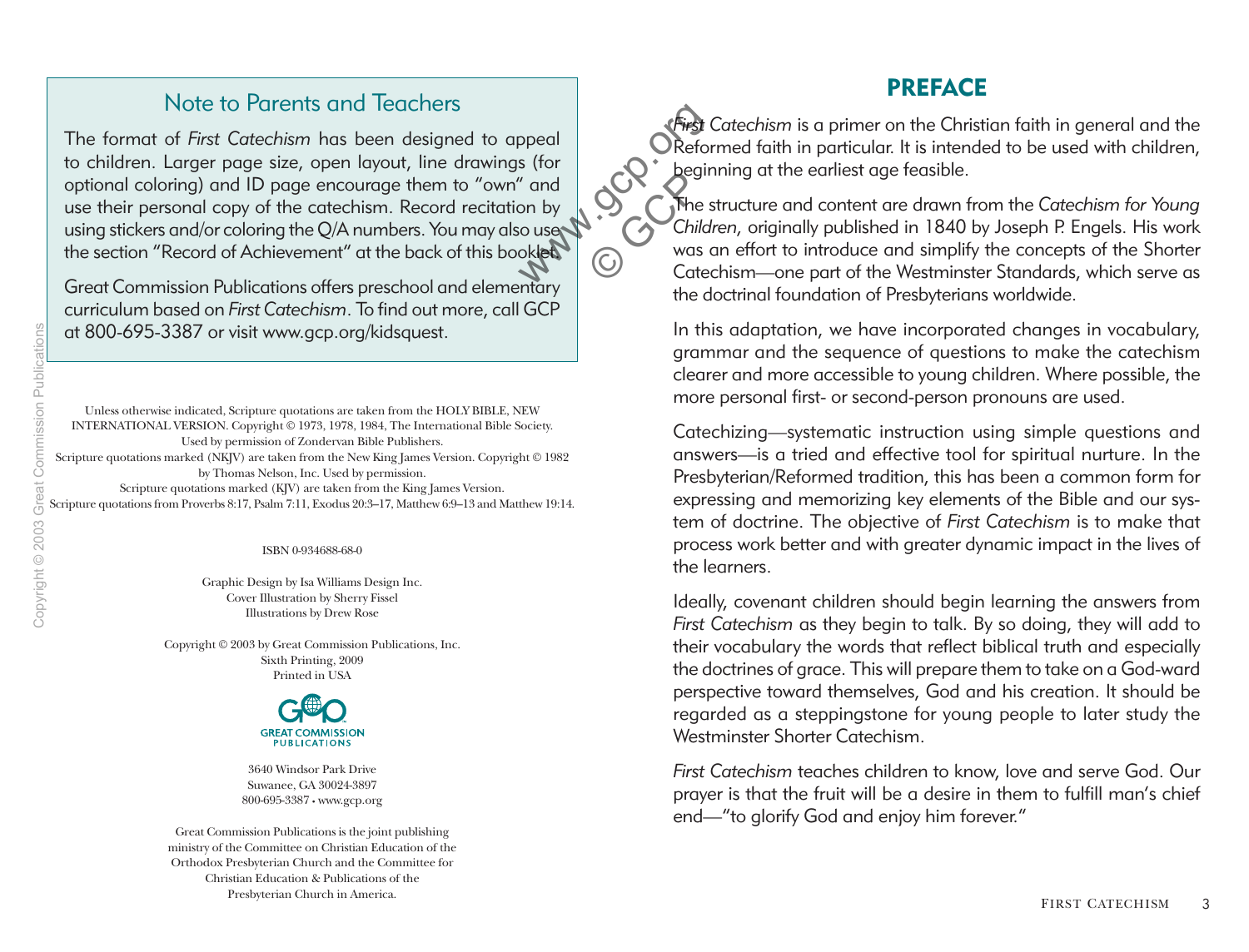## Note to Parents and Teachers

The format of *First Catechism* has been designed to appeal to children. Larger page size, open layout, line drawings (for optional coloring) and ID page encourage them to "own" and use their personal copy of the catechism. Record recitation by using stickers and/or coloring the Q/A numbers. You may also use the section "Record of Achievement" at the back of this booklet.

Great Commission Publications offers preschool and elementary curriculum based on *First Catechism*. To find out more, call GCP at 800-695-3387 or visit www.gcp.org/kidsquest.

Unless otherwise indicated, Scripture quotations are taken from the HOLY BIBLE, NEW INTERNATIONAL VERSION. Copyright © 1973, 1978, 1984, The International Bible Society. Used by permission of Zondervan Bible Publishers.
Scripture quotations marked (NKJV) are taken from the New King James Version. Copyright © 1982 by Thomas Nelson, Inc. Used by permission.
Scripture quotations marked (KJV) are taken from the King James Version.
Scripture quotations from Proverbs 8:17, Psalm 7:11, Exodus 20:3–17, Matthew 6:9–13 and Matthew 19:14.

ISBN 0-934688-68-0

Graphic Design by Isa Williams Design Inc.
Cover Illustration by Sherry Fissel
Illustrations by Drew Rose

Copyright © 2003 by Great Commission Publications, Inc.
Sixth Printing, 2009
Printed in USA

GREAT COMMISSION PUBLICATIONS

3640 Windsor Park Drive
Suwanee, GA 30024-3897
800-695-3387 • www.gcp.org

Great Commission Publications is the joint publishing ministry of the Committee on Christian Education of the Orthodox Presbyterian Church and the Committee for Christian Education & Publications of the Presbyterian Church in America.

# PREFACE

*First Catechism* is a primer on the Christian faith in general and the Reformed faith in particular. It is intended to be used with children, beginning at the earliest age feasible.

The structure and content are drawn from the *Catechism for Young Children*, originally published in 1840 by Joseph P. Engels. His work was an effort to introduce and simplify the concepts of the Shorter Catechism—one part of the Westminster Standards, which serve as the doctrinal foundation of Presbyterians worldwide.

In this adaptation, we have incorporated changes in vocabulary, grammar and the sequence of questions to make the catechism clearer and more accessible to young children. Where possible, the more personal first- or second-person pronouns are used.

Catechizing—systematic instruction using simple questions and answers—is a tried and effective tool for spiritual nurture. In the Presbyterian/Reformed tradition, this has been a common form for expressing and memorizing key elements of the Bible and our system of doctrine. The objective of *First Catechism* is to make that process work better and with greater dynamic impact in the lives of the learners.

Ideally, covenant children should begin learning the answers from *First Catechism* as they begin to talk. By so doing, they will add to their vocabulary the words that reflect biblical truth and especially the doctrines of grace. This will prepare them to take on a God-ward perspective toward themselves, God and his creation. It should be regarded as a steppingstone for young people to later study the Westminster Shorter Catechism.

*First Catechism* teaches children to know, love and serve God. Our prayer is that the fruit will be a desire in them to fulfill man's chief end—"to glorify God and enjoy him forever."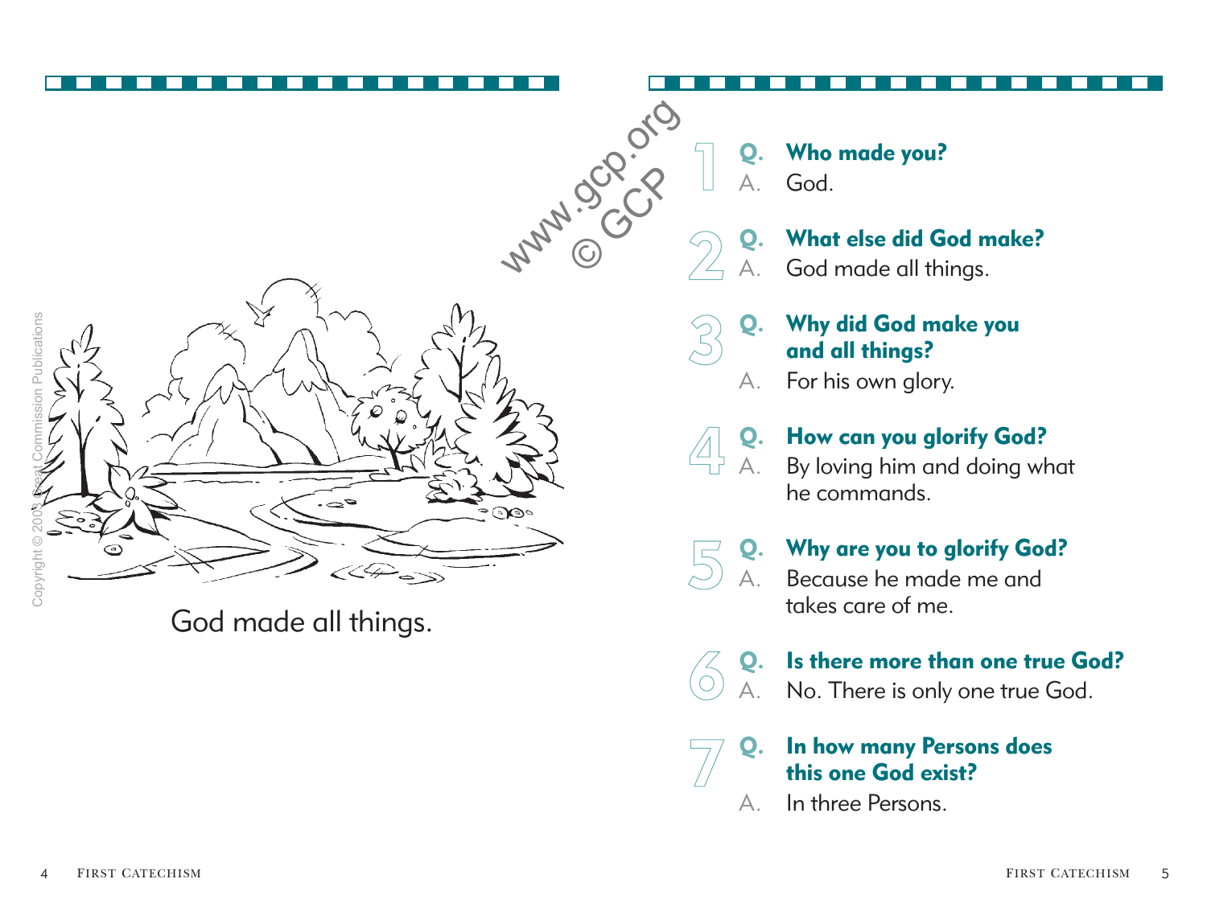God made all things.

1. **Q. Who made you?**
   A. God.

2. **Q. What else did God make?**
   A. God made all things.

3. **Q. Why did God make you and all things?**
   A. For his own glory.

4. **Q. How can you glorify God?**
   A. By loving him and doing what he commands.

5. **Q. Why are you to glorify God?**
   A. Because he made me and takes care of me.

6. **Q. Is there more than one true God?**
   A. No. There is only one true God.

7. **Q. In how many Persons does this one God exist?**
   A. In three Persons.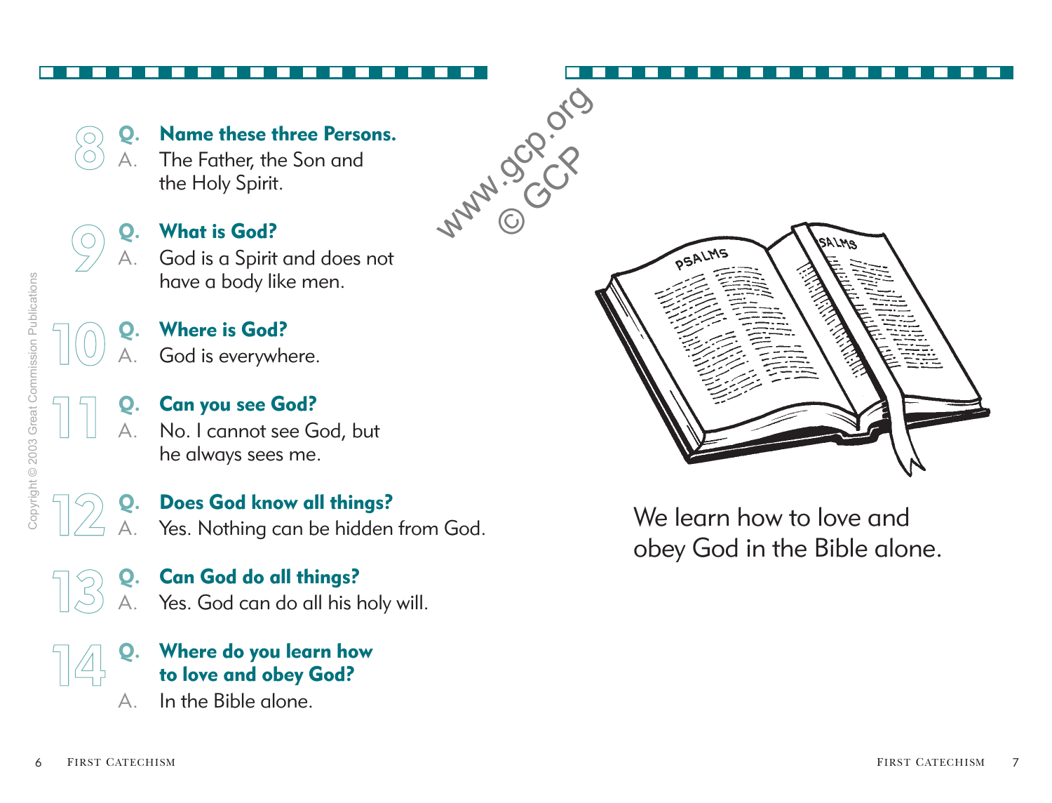**8** **Q. Name these three Persons.**
A. The Father, the Son and the Holy Spirit.

**9** **Q. What is God?**
A. God is a Spirit and does not have a body like men.

**10** **Q. Where is God?**
A. God is everywhere.

**11** **Q. Can you see God?**
A. No. I cannot see God, but he always sees me.

**12** **Q. Does God know all things?**
A. Yes. Nothing can be hidden from God.

**13** **Q. Can God do all things?**
A. Yes. God can do all his holy will.

**14** **Q. Where do you learn how to love and obey God?**
A. In the Bible alone.

We learn how to love and obey God in the Bible alone.